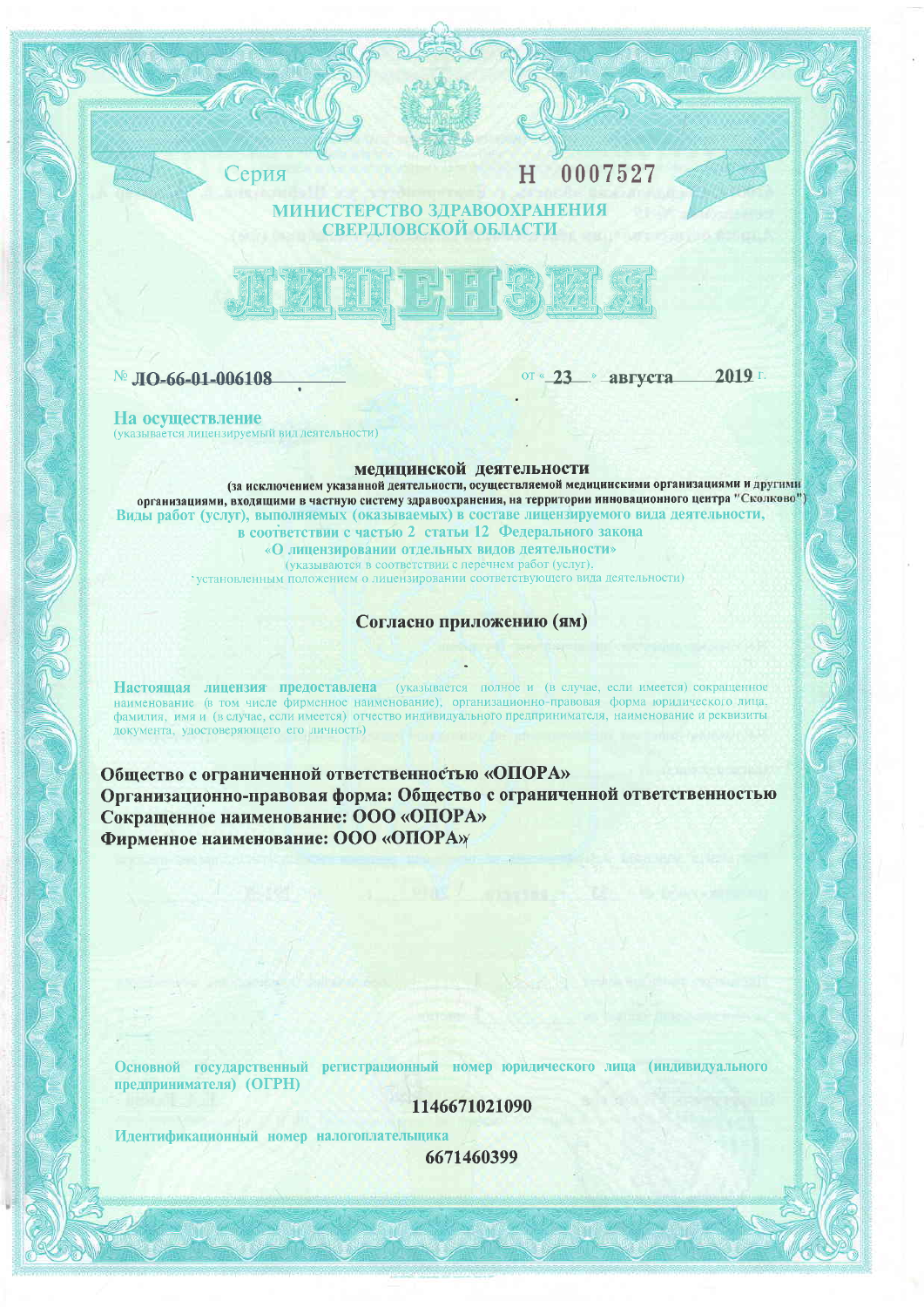Серия **Н 0007527**

**МИНИСТЕРСТВО ЗДРАВООХРАНЕНИЯ СВЕРДЛОВСКОЙ ОБЛАСТИ**

# ЛИЦЕНЗИЯ

№ **ЛО-66-01-006108** от « **23** » **августа** **2019** г.

**На осуществление**
(указывается лицензируемый вид деятельности)

**медицинской деятельности**
**(за исключением указанной деятельности, осуществляемой медицинскими организациями и другими организациями, входящими в частную систему здравоохранения, на территории инновационного центра "Сколково")**

**Виды работ (услуг), выполняемых (оказываемых) в составе лицензируемого вида деятельности, в соответствии с частью 2 статьи 12 Федерального закона «О лицензировании отдельных видов деятельности»**
(указываются в соответствии с перечнем работ (услуг), установленным положением о лицензировании соответствующего вида деятельности)

**Согласно приложению (ям)**

**Настоящая лицензия предоставлена** (указывается полное и (в случае, если имеется) сокращенное наименование (в том числе фирменное наименование), организационно-правовая форма юридического лица, фамилия, имя и (в случае, если имеется) отчество индивидуального предпринимателя, наименование и реквизиты документа, удостоверяющего его личность)

**Общество с ограниченной ответственностью «ОПОРА»**
**Организационно-правовая форма: Общество с ограниченной ответственностью**
**Сокращенное наименование: ООО «ОПОРА»**
**Фирменное наименование: ООО «ОПОРА»**

**Основной государственный регистрационный номер юридического лица (индивидуального предпринимателя) (ОГРН)**

**1146671021090**

**Идентификационный номер налогоплательщика**

**6671460399**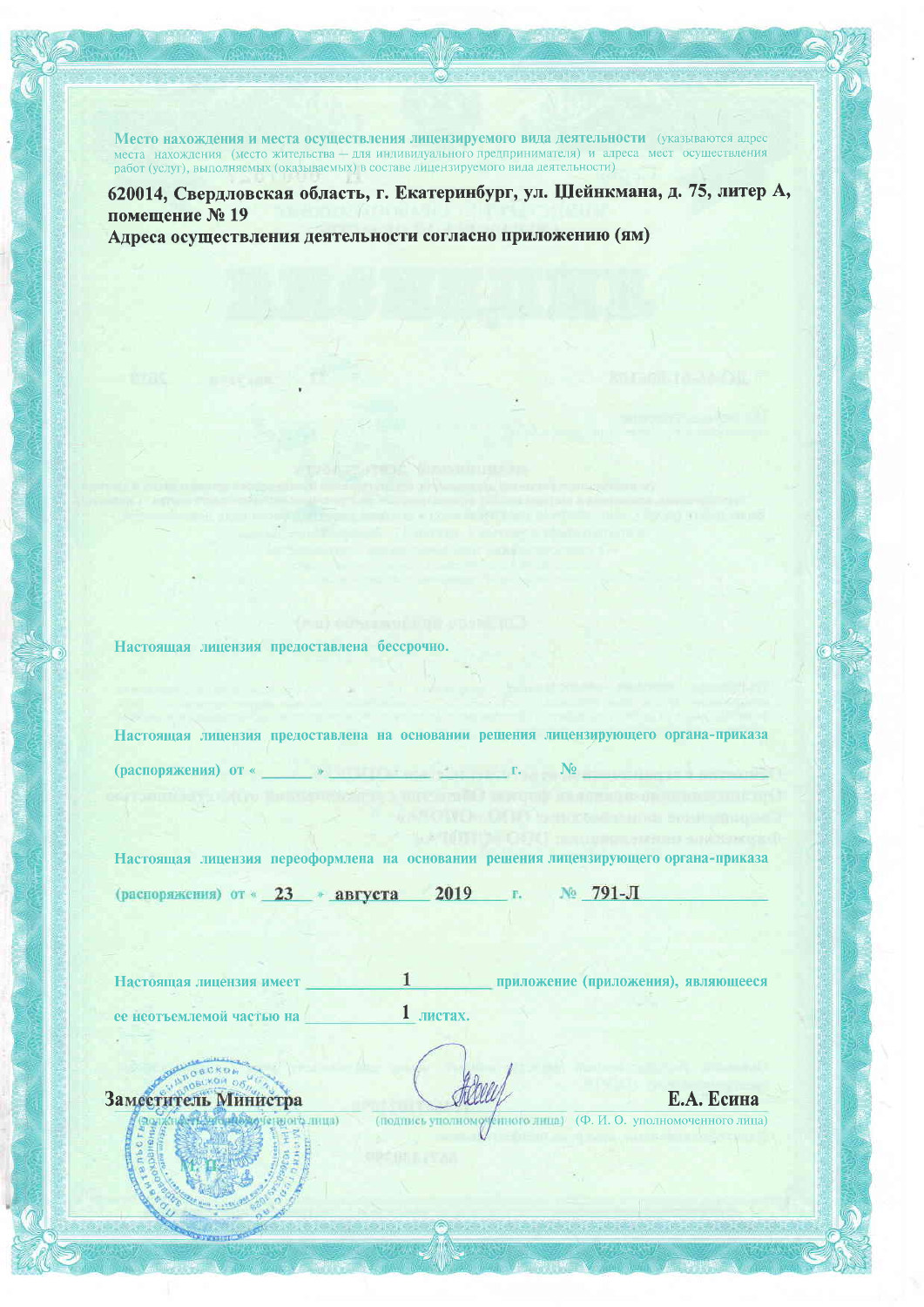Место нахождения и места осуществления лицензируемого вида деятельности (указываются адрес места нахождения (место жительства — для индивидуального предпринимателя) и адреса мест осуществления работ (услуг), выполняемых (оказываемых) в составе лицензируемого вида деятельности)

**620014, Свердловская область, г. Екатеринбург, ул. Шейнкмана, д. 75, литер А, помещение № 19**

**Адреса осуществления деятельности согласно приложению (ям)**

Настоящая лицензия предоставлена бессрочно.

Настоящая лицензия предоставлена на основании решения лицензирующего органа-приказа (распоряжения) от « \_\_\_\_\_ » \_\_\_\_\_\_\_\_ г. № \_\_\_\_\_\_\_\_

Настоящая лицензия переоформлена на основании решения лицензирующего органа-приказа (распоряжения) от « 23 » августа 2019 г. № 791-Л

Настоящая лицензия имеет 1 приложение (приложения), являющееся ее неотъемлемой частью на 1 листах.

**Заместитель Министра** (должность уполномоченного лица) — (подпись уполномоченного лица) — **Е.А. Есина** (Ф. И. О. уполномоченного лица)

М.П.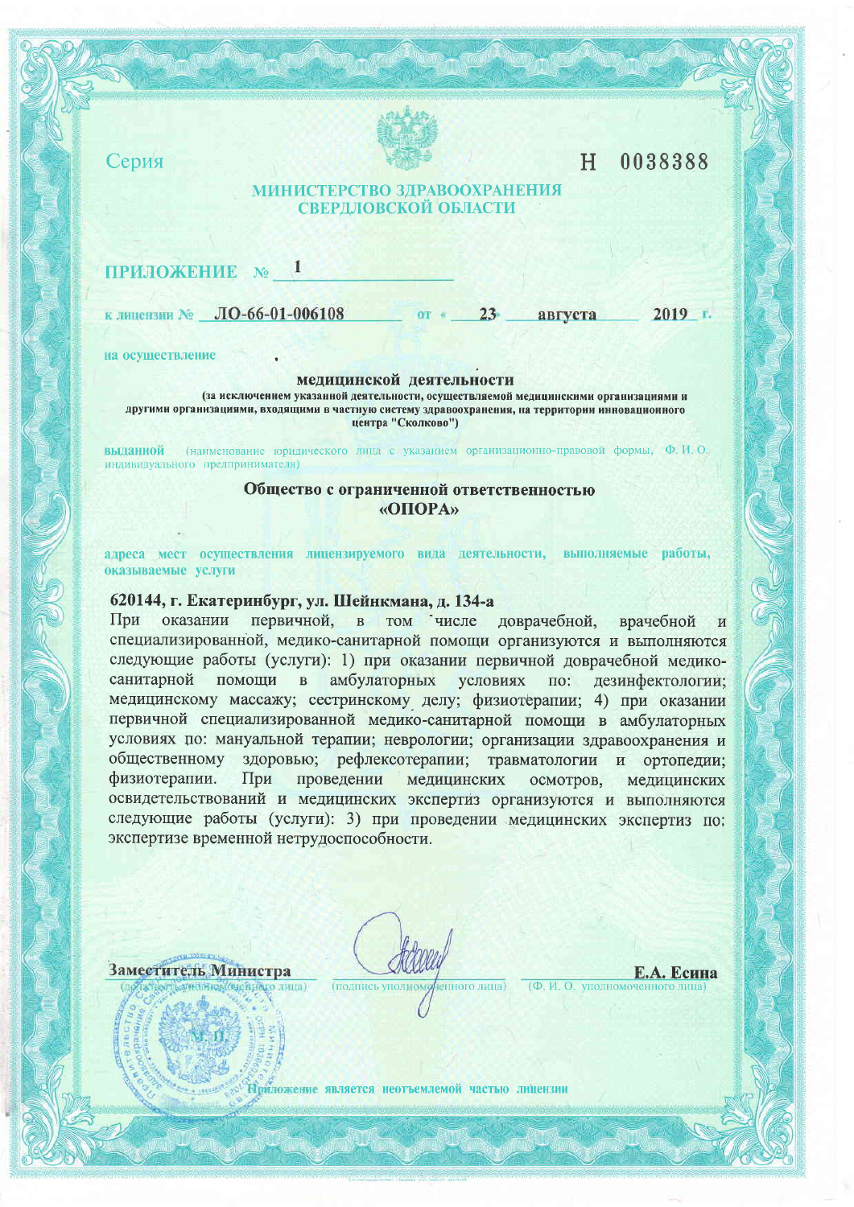Серия **Н 0038388**

**МИНИСТЕРСТВО ЗДРАВООХРАНЕНИЯ СВЕРДЛОВСКОЙ ОБЛАСТИ**

**ПРИЛОЖЕНИЕ № 1**

к лицензии № **ЛО-66-01-006108** от « **23** » **августа** **2019** г.

на осуществление

**медицинской деятельности**

(за исключением указанной деятельности, осуществляемой медицинскими организациями и другими организациями, входящими в частную систему здравоохранения, на территории инновационного центра "Сколково")

выданной (наименование юридического лица с указанием организационно-правовой формы, Ф. И. О. индивидуального предпринимателя)

**Общество с ограниченной ответственностью «ОПОРА»**

адреса мест осуществления лицензируемого вида деятельности, выполняемые работы, оказываемые услуги

**620144, г. Екатеринбург, ул. Шейнкмана, д. 134-а**

При оказании первичной, в том числе доврачебной, врачебной и специализированной, медико-санитарной помощи организуются и выполняются следующие работы (услуги): 1) при оказании первичной доврачебной медико-санитарной помощи в амбулаторных условиях по: дезинфектологии; медицинскому массажу; сестринскому делу; физиотерапии; 4) при оказании первичной специализированной медико-санитарной помощи в амбулаторных условиях по: мануальной терапии; неврологии; организации здравоохранения и общественному здоровью; рефлексотерапии; травматологии и ортопедии; физиотерапии. При проведении медицинских осмотров, медицинских освидетельствований и медицинских экспертиз организуются и выполняются следующие работы (услуги): 3) при проведении медицинских экспертиз по: экспертизе временной нетрудоспособности.

**Заместитель Министра** (должность уполномоченного лица) (подпись уполномоченного лица) **Е.А. Есина** (Ф. И. О. уполномоченного лица)

М.П.

Приложение является неотъемлемой частью лицензии